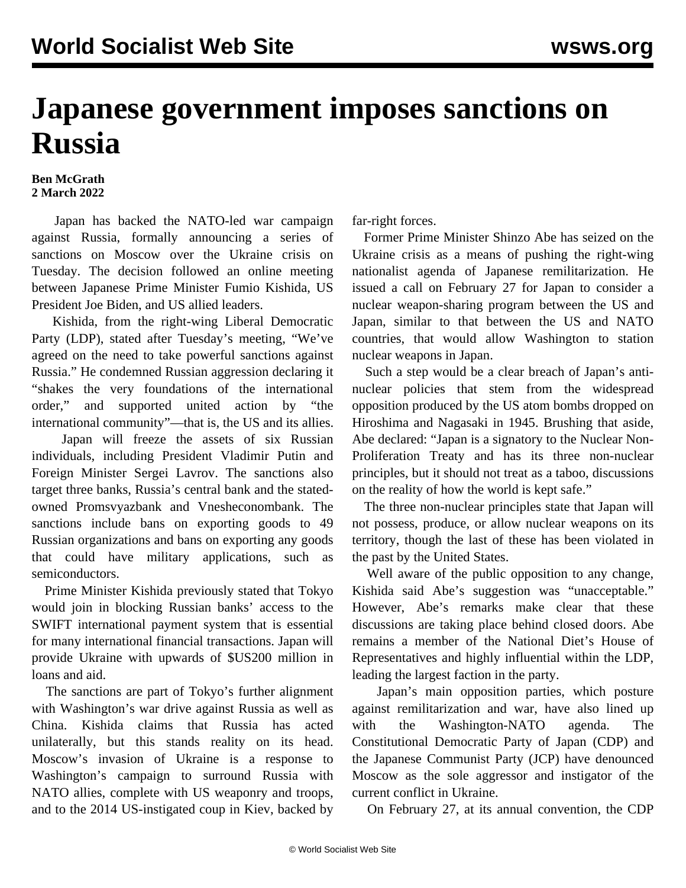# Japanese government imposes sanctions on Russia

**Ben McGrath**
**2 March 2022**

Japan has backed the NATO-led war campaign against Russia, formally announcing a series of sanctions on Moscow over the Ukraine crisis on Tuesday. The decision followed an online meeting between Japanese Prime Minister Fumio Kishida, US President Joe Biden, and US allied leaders.

Kishida, from the right-wing Liberal Democratic Party (LDP), stated after Tuesday's meeting, "We've agreed on the need to take powerful sanctions against Russia." He condemned Russian aggression declaring it "shakes the very foundations of the international order," and supported united action by "the international community"—that is, the US and its allies.

Japan will freeze the assets of six Russian individuals, including President Vladimir Putin and Foreign Minister Sergei Lavrov. The sanctions also target three banks, Russia's central bank and the stated-owned Promsvyazbank and Vnesheconombank. The sanctions include bans on exporting goods to 49 Russian organizations and bans on exporting any goods that could have military applications, such as semiconductors.

Prime Minister Kishida previously stated that Tokyo would join in blocking Russian banks' access to the SWIFT international payment system that is essential for many international financial transactions. Japan will provide Ukraine with upwards of $US200 million in loans and aid.

The sanctions are part of Tokyo's further alignment with Washington's war drive against Russia as well as China. Kishida claims that Russia has acted unilaterally, but this stands reality on its head. Moscow's invasion of Ukraine is a response to Washington's campaign to surround Russia with NATO allies, complete with US weaponry and troops, and to the 2014 US-instigated coup in Kiev, backed by far-right forces.

Former Prime Minister Shinzo Abe has seized on the Ukraine crisis as a means of pushing the right-wing nationalist agenda of Japanese remilitarization. He issued a call on February 27 for Japan to consider a nuclear weapon-sharing program between the US and Japan, similar to that between the US and NATO countries, that would allow Washington to station nuclear weapons in Japan.

Such a step would be a clear breach of Japan's anti-nuclear policies that stem from the widespread opposition produced by the US atom bombs dropped on Hiroshima and Nagasaki in 1945. Brushing that aside, Abe declared: "Japan is a signatory to the Nuclear Non-Proliferation Treaty and has its three non-nuclear principles, but it should not treat as a taboo, discussions on the reality of how the world is kept safe."

The three non-nuclear principles state that Japan will not possess, produce, or allow nuclear weapons on its territory, though the last of these has been violated in the past by the United States.

Well aware of the public opposition to any change, Kishida said Abe's suggestion was "unacceptable." However, Abe's remarks make clear that these discussions are taking place behind closed doors. Abe remains a member of the National Diet's House of Representatives and highly influential within the LDP, leading the largest faction in the party.

Japan's main opposition parties, which posture against remilitarization and war, have also lined up with the Washington-NATO agenda. The Constitutional Democratic Party of Japan (CDP) and the Japanese Communist Party (JCP) have denounced Moscow as the sole aggressor and instigator of the current conflict in Ukraine.

On February 27, at its annual convention, the CDP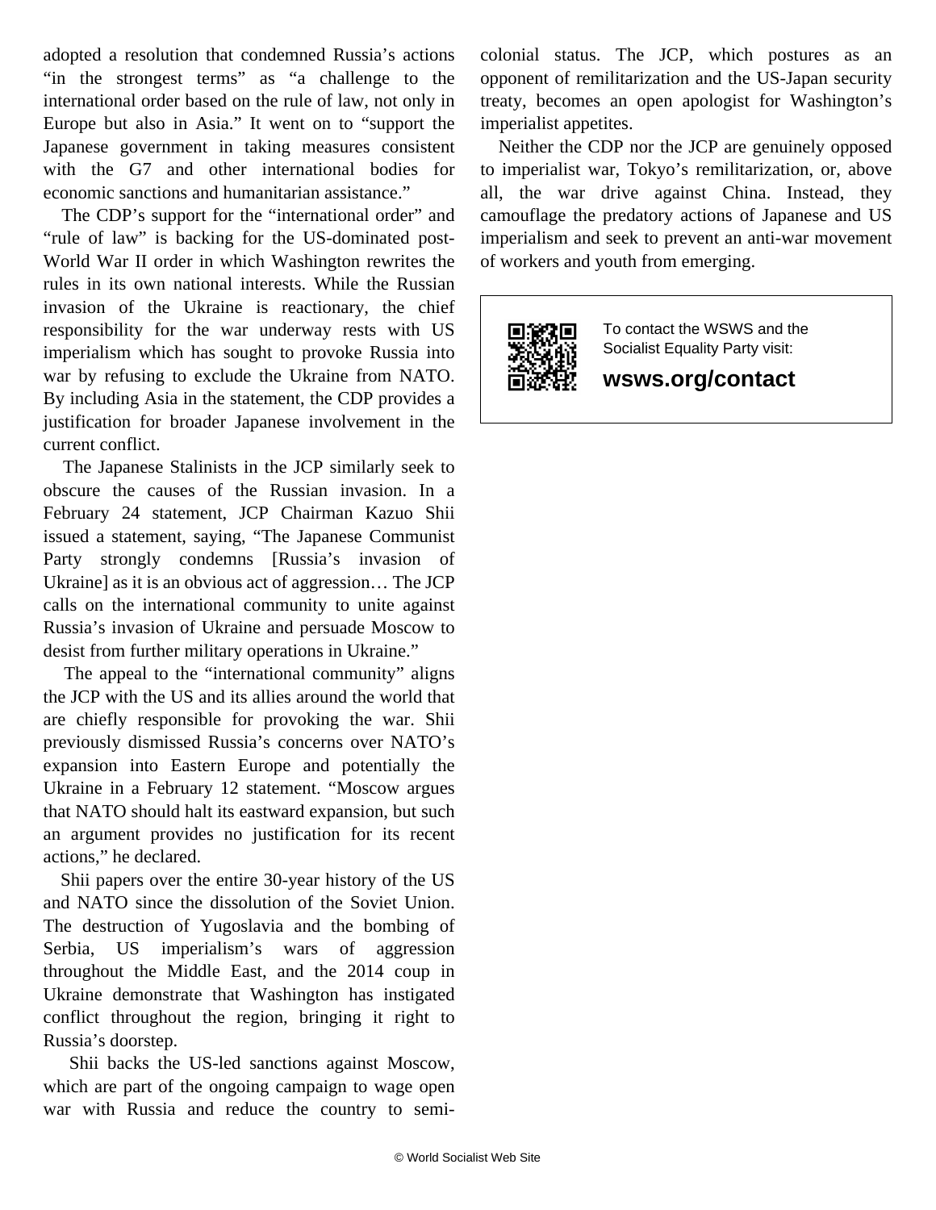adopted a resolution that condemned Russia's actions "in the strongest terms" as "a challenge to the international order based on the rule of law, not only in Europe but also in Asia." It went on to "support the Japanese government in taking measures consistent with the G7 and other international bodies for economic sanctions and humanitarian assistance."

The CDP's support for the "international order" and "rule of law" is backing for the US-dominated post-World War II order in which Washington rewrites the rules in its own national interests. While the Russian invasion of the Ukraine is reactionary, the chief responsibility for the war underway rests with US imperialism which has sought to provoke Russia into war by refusing to exclude the Ukraine from NATO. By including Asia in the statement, the CDP provides a justification for broader Japanese involvement in the current conflict.

The Japanese Stalinists in the JCP similarly seek to obscure the causes of the Russian invasion. In a February 24 statement, JCP Chairman Kazuo Shii issued a statement, saying, "The Japanese Communist Party strongly condemns [Russia's invasion of Ukraine] as it is an obvious act of aggression… The JCP calls on the international community to unite against Russia's invasion of Ukraine and persuade Moscow to desist from further military operations in Ukraine."

The appeal to the "international community" aligns the JCP with the US and its allies around the world that are chiefly responsible for provoking the war. Shii previously dismissed Russia's concerns over NATO's expansion into Eastern Europe and potentially the Ukraine in a February 12 statement. "Moscow argues that NATO should halt its eastward expansion, but such an argument provides no justification for its recent actions," he declared.

Shii papers over the entire 30-year history of the US and NATO since the dissolution of the Soviet Union. The destruction of Yugoslavia and the bombing of Serbia, US imperialism's wars of aggression throughout the Middle East, and the 2014 coup in Ukraine demonstrate that Washington has instigated conflict throughout the region, bringing it right to Russia's doorstep.

Shii backs the US-led sanctions against Moscow, which are part of the ongoing campaign to wage open war with Russia and reduce the country to semi-colonial status. The JCP, which postures as an opponent of remilitarization and the US-Japan security treaty, becomes an open apologist for Washington's imperialist appetites.

Neither the CDP nor the JCP are genuinely opposed to imperialist war, Tokyo's remilitarization, or, above all, the war drive against China. Instead, they camouflage the predatory actions of Japanese and US imperialism and seek to prevent an anti-war movement of workers and youth from emerging.

To contact the WSWS and the Socialist Equality Party visit:

**wsws.org/contact**